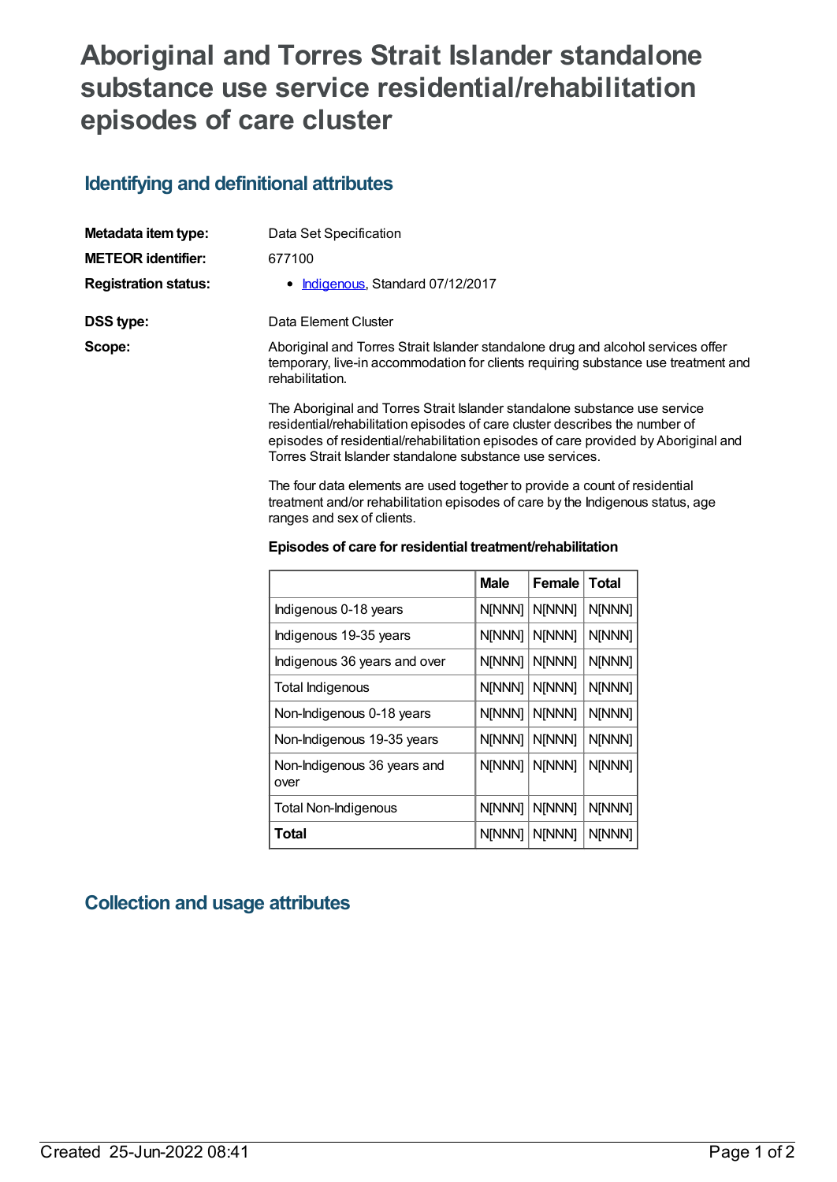# Aboriginal and Torres Strait Islander standalone substance use service residential/rehabilitation episodes of care cluster

## Identifying and definitional attributes

| | |
|---|---|
| **Metadata item type:** | Data Set Specification |
| **METEOR identifier:** | 677100 |
| **Registration status:** | • Indigenous, Standard 07/12/2017 |
| **DSS type:** | Data Element Cluster |
| **Scope:** | Aboriginal and Torres Strait Islander standalone drug and alcohol services offer temporary, live-in accommodation for clients requiring substance use treatment and rehabilitation. |

The Aboriginal and Torres Strait Islander standalone substance use service residential/rehabilitation episodes of care cluster describes the number of episodes of residential/rehabilitation episodes of care provided by Aboriginal and Torres Strait Islander standalone substance use services.

The four data elements are used together to provide a count of residential treatment and/or rehabilitation episodes of care by the Indigenous status, age ranges and sex of clients.

**Episodes of care for residential treatment/rehabilitation**

| | Male | Female | Total |
|---|---|---|---|
| Indigenous 0-18 years | N[NNN] | N[NNN] | N[NNN] |
| Indigenous 19-35 years | N[NNN] | N[NNN] | N[NNN] |
| Indigenous 36 years and over | N[NNN] | N[NNN] | N[NNN] |
| Total Indigenous | N[NNN] | N[NNN] | N[NNN] |
| Non-Indigenous 0-18 years | N[NNN] | N[NNN] | N[NNN] |
| Non-Indigenous 19-35 years | N[NNN] | N[NNN] | N[NNN] |
| Non-Indigenous 36 years and over | N[NNN] | N[NNN] | N[NNN] |
| Total Non-Indigenous | N[NNN] | N[NNN] | N[NNN] |
| **Total** | N[NNN] | N[NNN] | N[NNN] |

## Collection and usage attributes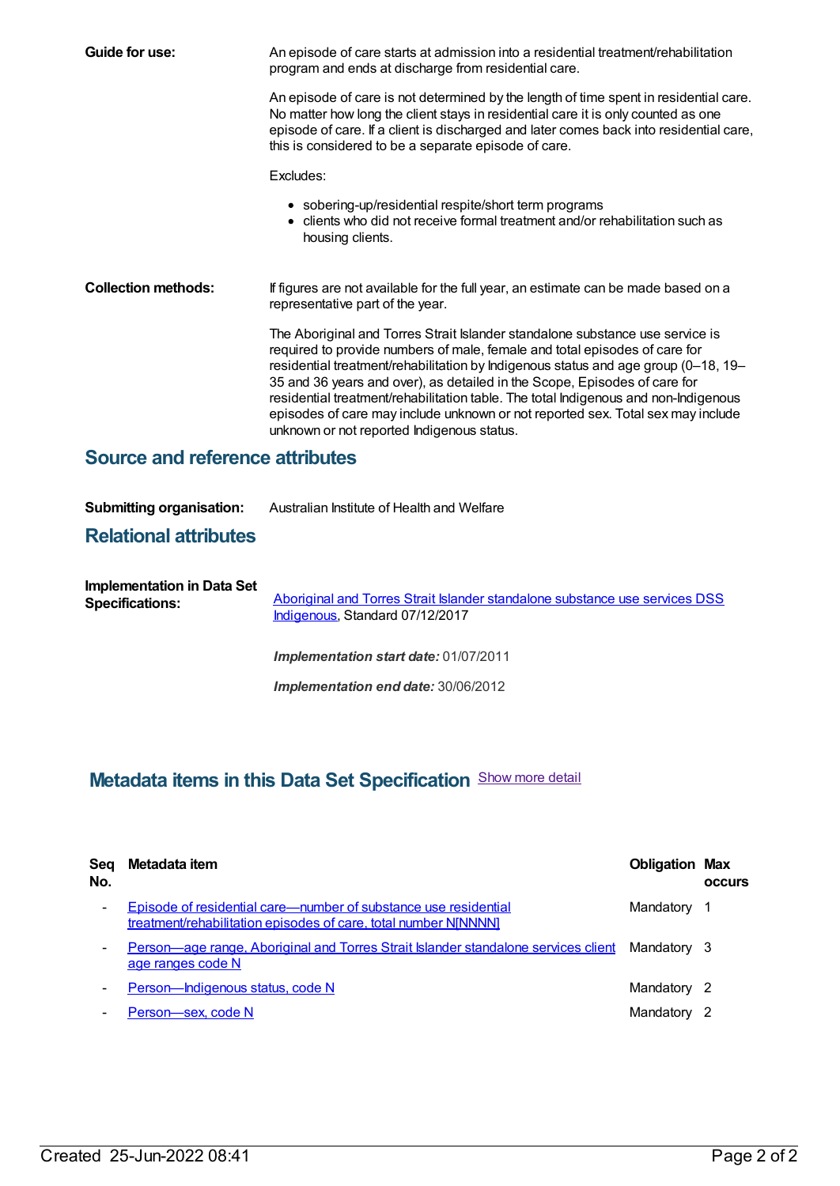**Guide for use:**

An episode of care starts at admission into a residential treatment/rehabilitation program and ends at discharge from residential care.

An episode of care is not determined by the length of time spent in residential care. No matter how long the client stays in residential care it is only counted as one episode of care. If a client is discharged and later comes back into residential care, this is considered to be a separate episode of care.

Excludes:

- sobering-up/residential respite/short term programs
- clients who did not receive formal treatment and/or rehabilitation such as housing clients.

**Collection methods:**

If figures are not available for the full year, an estimate can be made based on a representative part of the year.

The Aboriginal and Torres Strait Islander standalone substance use service is required to provide numbers of male, female and total episodes of care for residential treatment/rehabilitation by Indigenous status and age group (0–18, 19–35 and 36 years and over), as detailed in the Scope, Episodes of care for residential treatment/rehabilitation table. The total Indigenous and non-Indigenous episodes of care may include unknown or not reported sex. Total sex may include unknown or not reported Indigenous status.

## Source and reference attributes

**Submitting organisation:** Australian Institute of Health and Welfare

## Relational attributes

**Implementation in Data Set Specifications:**

Aboriginal and Torres Strait Islander standalone substance use services DSS Indigenous, Standard 07/12/2017

***Implementation start date:*** 01/07/2011

***Implementation end date:*** 30/06/2012

## Metadata items in this Data Set Specification

Show more detail

| Seq No. | Metadata item | Obligation | Max occurs |
|---|---|---|---|
| - | Episode of residential care—number of substance use residential treatment/rehabilitation episodes of care, total number N[NNNN] | Mandatory | 1 |
| - | Person—age range, Aboriginal and Torres Strait Islander standalone services client age ranges code N | Mandatory | 3 |
| - | Person—Indigenous status, code N | Mandatory | 2 |
| - | Person—sex, code N | Mandatory | 2 |